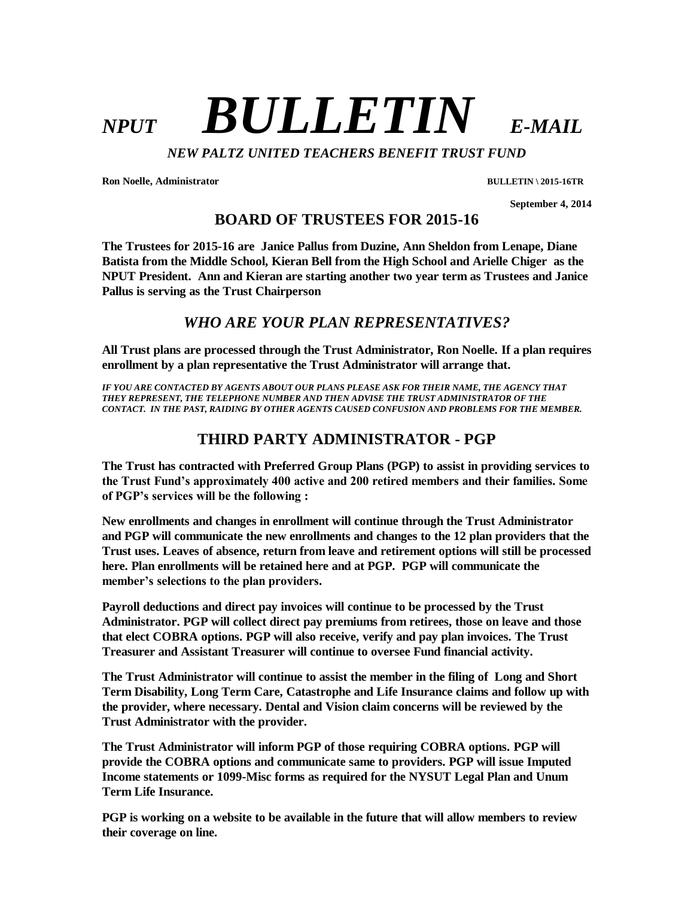# *NPUT* ***BULLETIN*** *E-MAIL*

***NEW PALTZ UNITED TEACHERS BENEFIT TRUST FUND***

**Ron Noelle, Administrator** **BULLETIN \ 2015-16TR**

**September 4, 2014**

## BOARD OF TRUSTEES FOR 2015-16

**The Trustees for 2015-16 are Janice Pallus from Duzine, Ann Sheldon from Lenape, Diane Batista from the Middle School, Kieran Bell from the High School and Arielle Chiger as the NPUT President. Ann and Kieran are starting another two year term as Trustees and Janice Pallus is serving as the Trust Chairperson**

## *WHO ARE YOUR PLAN REPRESENTATIVES?*

**All Trust plans are processed through the Trust Administrator, Ron Noelle. If a plan requires enrollment by a plan representative the Trust Administrator will arrange that.**

***IF YOU ARE CONTACTED BY AGENTS ABOUT OUR PLANS PLEASE ASK FOR THEIR NAME, THE AGENCY THAT THEY REPRESENT, THE TELEPHONE NUMBER AND THEN ADVISE THE TRUST ADMINISTRATOR OF THE CONTACT. IN THE PAST, RAIDING BY OTHER AGENTS CAUSED CONFUSION AND PROBLEMS FOR THE MEMBER.***

## THIRD PARTY ADMINISTRATOR - PGP

**The Trust has contracted with Preferred Group Plans (PGP) to assist in providing services to the Trust Fund's approximately 400 active and 200 retired members and their families. Some of PGP's services will be the following :**

**New enrollments and changes in enrollment will continue through the Trust Administrator and PGP will communicate the new enrollments and changes to the 12 plan providers that the Trust uses. Leaves of absence, return from leave and retirement options will still be processed here. Plan enrollments will be retained here and at PGP. PGP will communicate the member's selections to the plan providers.**

**Payroll deductions and direct pay invoices will continue to be processed by the Trust Administrator. PGP will collect direct pay premiums from retirees, those on leave and those that elect COBRA options. PGP will also receive, verify and pay plan invoices. The Trust Treasurer and Assistant Treasurer will continue to oversee Fund financial activity.**

**The Trust Administrator will continue to assist the member in the filing of Long and Short Term Disability, Long Term Care, Catastrophe and Life Insurance claims and follow up with the provider, where necessary. Dental and Vision claim concerns will be reviewed by the Trust Administrator with the provider.**

**The Trust Administrator will inform PGP of those requiring COBRA options. PGP will provide the COBRA options and communicate same to providers. PGP will issue Imputed Income statements or 1099-Misc forms as required for the NYSUT Legal Plan and Unum Term Life Insurance.**

**PGP is working on a website to be available in the future that will allow members to review their coverage on line.**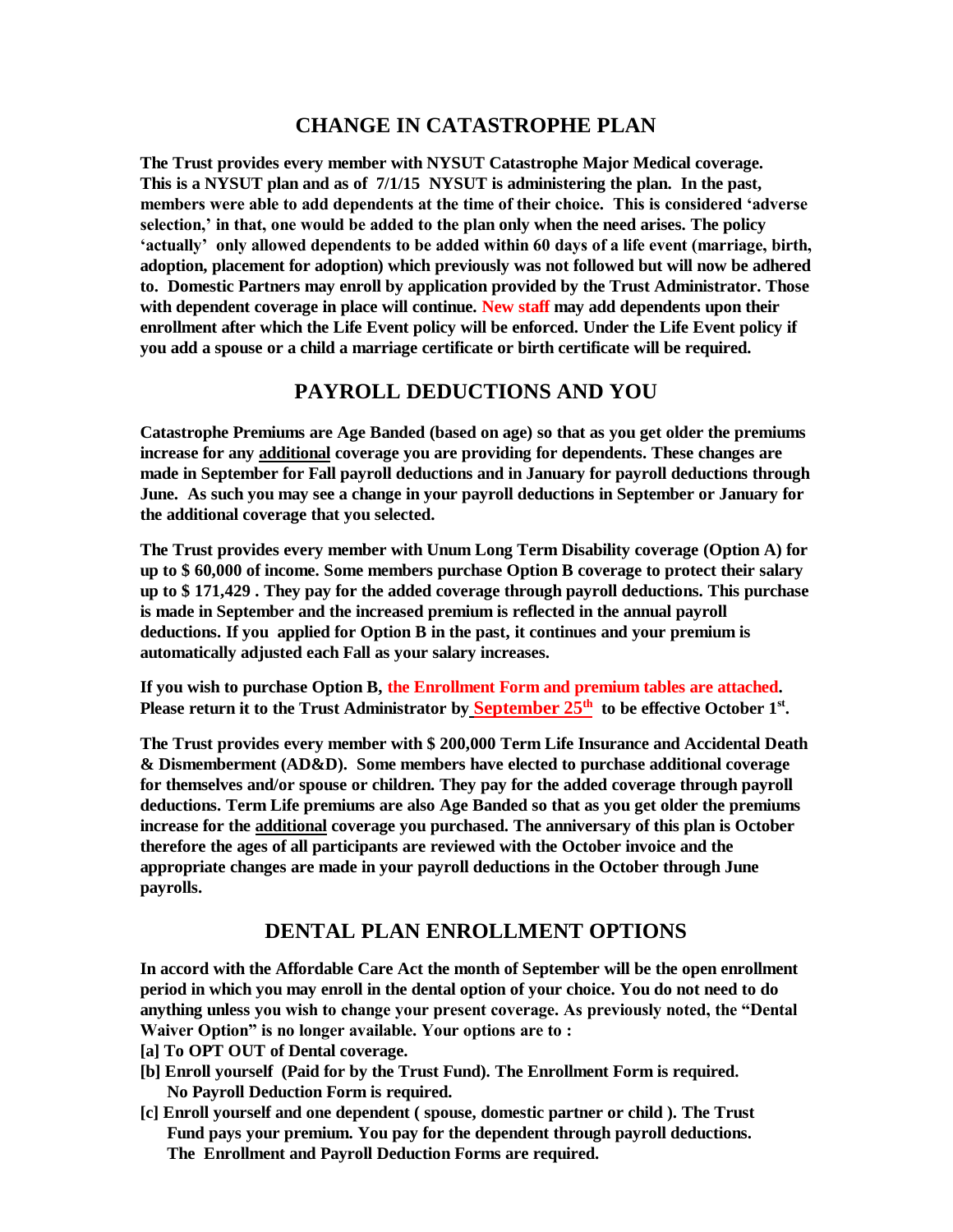## CHANGE IN CATASTROPHE PLAN

**The Trust provides every member with NYSUT Catastrophe Major Medical coverage. This is a NYSUT plan and as of 7/1/15 NYSUT is administering the plan. In the past, members were able to add dependents at the time of their choice. This is considered 'adverse selection,' in that, one would be added to the plan only when the need arises. The policy 'actually' only allowed dependents to be added within 60 days of a life event (marriage, birth, adoption, placement for adoption) which previously was not followed but will now be adhered to. Domestic Partners may enroll by application provided by the Trust Administrator. Those with dependent coverage in place will continue. New staff may add dependents upon their enrollment after which the Life Event policy will be enforced. Under the Life Event policy if you add a spouse or a child a marriage certificate or birth certificate will be required.**

## PAYROLL DEDUCTIONS AND YOU

**Catastrophe Premiums are Age Banded (based on age) so that as you get older the premiums increase for any <u>additional</u> coverage you are providing for dependents. These changes are made in September for Fall payroll deductions and in January for payroll deductions through June. As such you may see a change in your payroll deductions in September or January for the additional coverage that you selected.**

**The Trust provides every member with Unum Long Term Disability coverage (Option A) for up to $ 60,000 of income. Some members purchase Option B coverage to protect their salary up to $ 171,429 . They pay for the added coverage through payroll deductions. This purchase is made in September and the increased premium is reflected in the annual payroll deductions. If you applied for Option B in the past, it continues and your premium is automatically adjusted each Fall as your salary increases.**

**If you wish to purchase Option B, the Enrollment Form and premium tables are attached. Please return it to the Trust Administrator by <u>September 25th</u> to be effective October 1st.**

**The Trust provides every member with $ 200,000 Term Life Insurance and Accidental Death & Dismemberment (AD&D). Some members have elected to purchase additional coverage for themselves and/or spouse or children. They pay for the added coverage through payroll deductions. Term Life premiums are also Age Banded so that as you get older the premiums increase for the <u>additional</u> coverage you purchased. The anniversary of this plan is October therefore the ages of all participants are reviewed with the October invoice and the appropriate changes are made in your payroll deductions in the October through June payrolls.**

## DENTAL PLAN ENROLLMENT OPTIONS

**In accord with the Affordable Care Act the month of September will be the open enrollment period in which you may enroll in the dental option of your choice. You do not need to do anything unless you wish to change your present coverage. As previously noted, the "Dental Waiver Option" is no longer available. Your options are to :**

**[a] To OPT OUT of Dental coverage.**

**[b] Enroll yourself (Paid for by the Trust Fund). The Enrollment Form is required. No Payroll Deduction Form is required.**

**[c] Enroll yourself and one dependent ( spouse, domestic partner or child ). The Trust Fund pays your premium. You pay for the dependent through payroll deductions. The Enrollment and Payroll Deduction Forms are required.**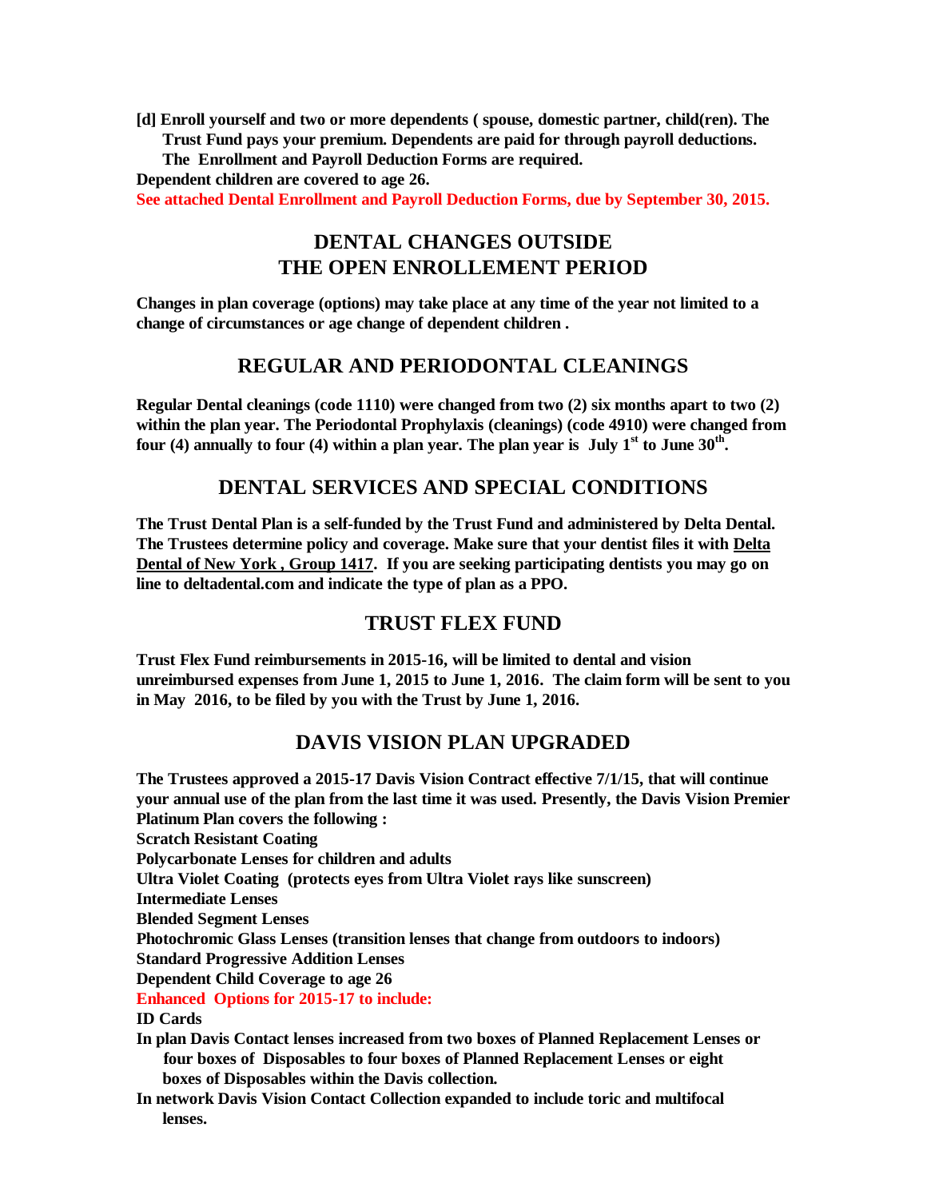**[d] Enroll yourself and two or more dependents ( spouse, domestic partner, child(ren). The Trust Fund pays your premium. Dependents are paid for through payroll deductions. The Enrollment and Payroll Deduction Forms are required.**

**Dependent children are covered to age 26.**

**See attached Dental Enrollment and Payroll Deduction Forms, due by September 30, 2015.**

## DENTAL CHANGES OUTSIDE THE OPEN ENROLLEMENT PERIOD

**Changes in plan coverage (options) may take place at any time of the year not limited to a change of circumstances or age change of dependent children .**

## REGULAR AND PERIODONTAL CLEANINGS

**Regular Dental cleanings (code 1110) were changed from two (2) six months apart to two (2) within the plan year. The Periodontal Prophylaxis (cleanings) (code 4910) were changed from four (4) annually to four (4) within a plan year. The plan year is July 1st to June 30th.**

## DENTAL SERVICES AND SPECIAL CONDITIONS

**The Trust Dental Plan is a self-funded by the Trust Fund and administered by Delta Dental. The Trustees determine policy and coverage. Make sure that your dentist files it with Delta Dental of New York , Group 1417. If you are seeking participating dentists you may go on line to deltadental.com and indicate the type of plan as a PPO.**

## TRUST FLEX FUND

**Trust Flex Fund reimbursements in 2015-16, will be limited to dental and vision unreimbursed expenses from June 1, 2015 to June 1, 2016. The claim form will be sent to you in May 2016, to be filed by you with the Trust by June 1, 2016.**

## DAVIS VISION PLAN UPGRADED

**The Trustees approved a 2015-17 Davis Vision Contract effective 7/1/15, that will continue your annual use of the plan from the last time it was used. Presently, the Davis Vision Premier Platinum Plan covers the following :**

**Scratch Resistant Coating**

**Polycarbonate Lenses for children and adults**

**Ultra Violet Coating (protects eyes from Ultra Violet rays like sunscreen)**

**Intermediate Lenses**

**Blended Segment Lenses**

**Photochromic Glass Lenses (transition lenses that change from outdoors to indoors)**

**Standard Progressive Addition Lenses**

**Dependent Child Coverage to age 26**

**Enhanced Options for 2015-17 to include:**

**ID Cards**

**In plan Davis Contact lenses increased from two boxes of Planned Replacement Lenses or four boxes of Disposables to four boxes of Planned Replacement Lenses or eight boxes of Disposables within the Davis collection.**

**In network Davis Vision Contact Collection expanded to include toric and multifocal lenses.**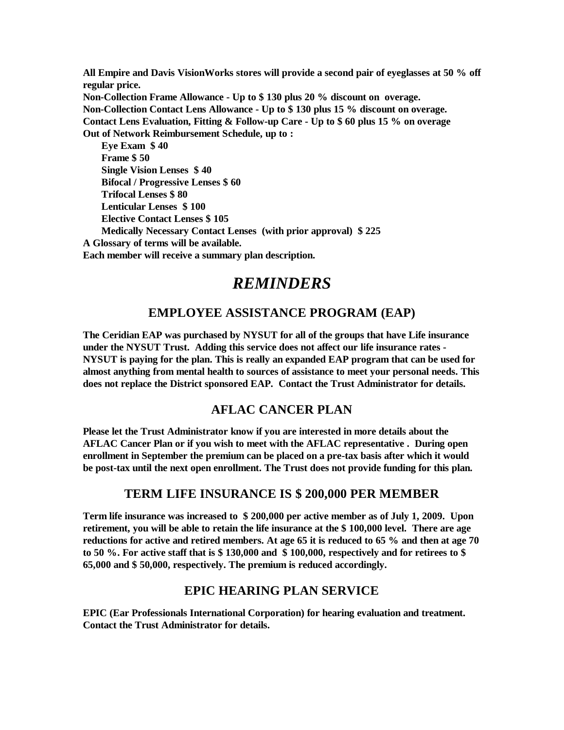**All Empire and Davis VisionWorks stores will provide a second pair of eyeglasses at 50 % off regular price.**

**Non-Collection Frame Allowance - Up to $ 130 plus 20 % discount on overage.**

**Non-Collection Contact Lens Allowance - Up to $ 130 plus 15 % discount on overage.**

**Contact Lens Evaluation, Fitting & Follow-up Care - Up to $ 60 plus 15 % on overage**

**Out of Network Reimbursement Schedule, up to :**

- **Eye Exam $ 40**
- **Frame $ 50**
- **Single Vision Lenses $ 40**
- **Bifocal / Progressive Lenses $ 60**
- **Trifocal Lenses $ 80**
- **Lenticular Lenses $ 100**
- **Elective Contact Lenses $ 105**
- **Medically Necessary Contact Lenses (with prior approval) $ 225**

**A Glossary of terms will be available.**

**Each member will receive a summary plan description.**

# *REMINDERS*

## EMPLOYEE ASSISTANCE PROGRAM (EAP)

**The Ceridian EAP was purchased by NYSUT for all of the groups that have Life insurance under the NYSUT Trust. Adding this service does not affect our life insurance rates - NYSUT is paying for the plan. This is really an expanded EAP program that can be used for almost anything from mental health to sources of assistance to meet your personal needs. This does not replace the District sponsored EAP. Contact the Trust Administrator for details.**

## AFLAC CANCER PLAN

**Please let the Trust Administrator know if you are interested in more details about the AFLAC Cancer Plan or if you wish to meet with the AFLAC representative . During open enrollment in September the premium can be placed on a pre-tax basis after which it would be post-tax until the next open enrollment. The Trust does not provide funding for this plan.**

## TERM LIFE INSURANCE IS $ 200,000 PER MEMBER

**Term life insurance was increased to $ 200,000 per active member as of July 1, 2009. Upon retirement, you will be able to retain the life insurance at the $ 100,000 level. There are age reductions for active and retired members. At age 65 it is reduced to 65 % and then at age 70 to 50 %. For active staff that is $ 130,000 and $ 100,000, respectively and for retirees to $ 65,000 and $ 50,000, respectively. The premium is reduced accordingly.**

## EPIC HEARING PLAN SERVICE

**EPIC (Ear Professionals International Corporation) for hearing evaluation and treatment. Contact the Trust Administrator for details.**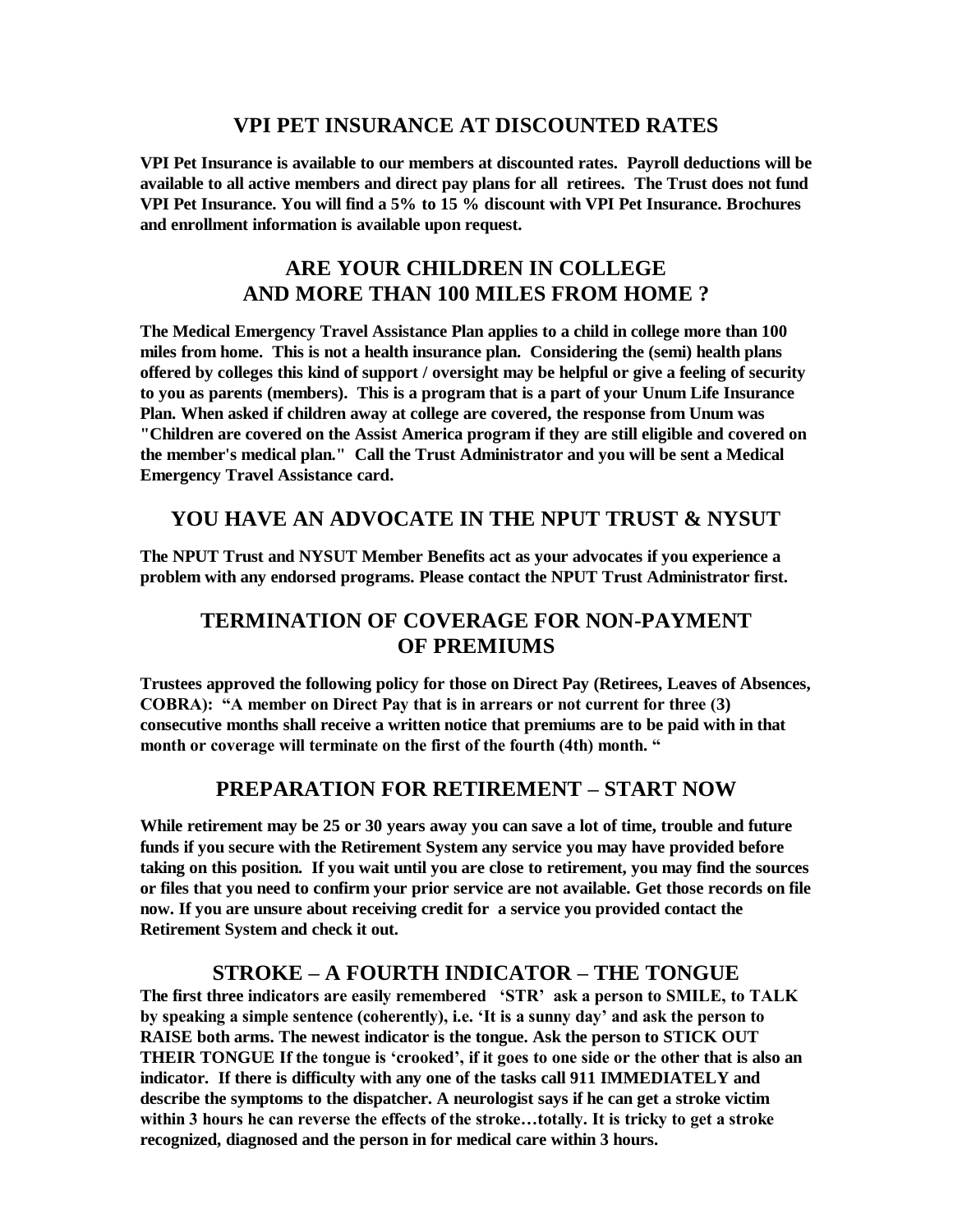## VPI PET INSURANCE AT DISCOUNTED RATES

**VPI Pet Insurance is available to our members at discounted rates. Payroll deductions will be available to all active members and direct pay plans for all retirees. The Trust does not fund VPI Pet Insurance. You will find a 5% to 15 % discount with VPI Pet Insurance. Brochures and enrollment information is available upon request.**

## ARE YOUR CHILDREN IN COLLEGE AND MORE THAN 100 MILES FROM HOME ?

**The Medical Emergency Travel Assistance Plan applies to a child in college more than 100 miles from home. This is not a health insurance plan. Considering the (semi) health plans offered by colleges this kind of support / oversight may be helpful or give a feeling of security to you as parents (members). This is a program that is a part of your Unum Life Insurance Plan. When asked if children away at college are covered, the response from Unum was "Children are covered on the Assist America program if they are still eligible and covered on the member's medical plan." Call the Trust Administrator and you will be sent a Medical Emergency Travel Assistance card.**

## YOU HAVE AN ADVOCATE IN THE NPUT TRUST & NYSUT

**The NPUT Trust and NYSUT Member Benefits act as your advocates if you experience a problem with any endorsed programs. Please contact the NPUT Trust Administrator first.**

## TERMINATION OF COVERAGE FOR NON-PAYMENT OF PREMIUMS

**Trustees approved the following policy for those on Direct Pay (Retirees, Leaves of Absences, COBRA): "A member on Direct Pay that is in arrears or not current for three (3) consecutive months shall receive a written notice that premiums are to be paid with in that month or coverage will terminate on the first of the fourth (4th) month. "**

## PREPARATION FOR RETIREMENT – START NOW

**While retirement may be 25 or 30 years away you can save a lot of time, trouble and future funds if you secure with the Retirement System any service you may have provided before taking on this position. If you wait until you are close to retirement, you may find the sources or files that you need to confirm your prior service are not available. Get those records on file now. If you are unsure about receiving credit for a service you provided contact the Retirement System and check it out.**

## STROKE – A FOURTH INDICATOR – THE TONGUE

**The first three indicators are easily remembered 'STR' ask a person to SMILE, to TALK by speaking a simple sentence (coherently), i.e. 'It is a sunny day' and ask the person to RAISE both arms. The newest indicator is the tongue. Ask the person to STICK OUT THEIR TONGUE If the tongue is 'crooked', if it goes to one side or the other that is also an indicator. If there is difficulty with any one of the tasks call 911 IMMEDIATELY and describe the symptoms to the dispatcher. A neurologist says if he can get a stroke victim within 3 hours he can reverse the effects of the stroke…totally. It is tricky to get a stroke recognized, diagnosed and the person in for medical care within 3 hours.**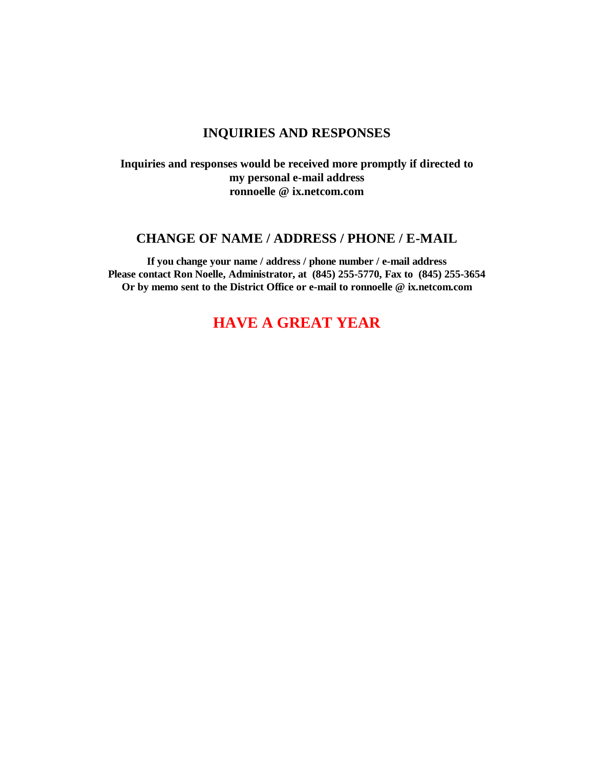## INQUIRIES AND RESPONSES

**Inquiries and responses would be received more promptly if directed to my personal e-mail address ronnoelle @ ix.netcom.com**

## CHANGE OF NAME / ADDRESS / PHONE / E-MAIL

**If you change your name / address / phone number / e-mail address Please contact Ron Noelle, Administrator, at (845) 255-5770, Fax to (845) 255-3654 Or by memo sent to the District Office or e-mail to ronnoelle @ ix.netcom.com**

## HAVE A GREAT YEAR